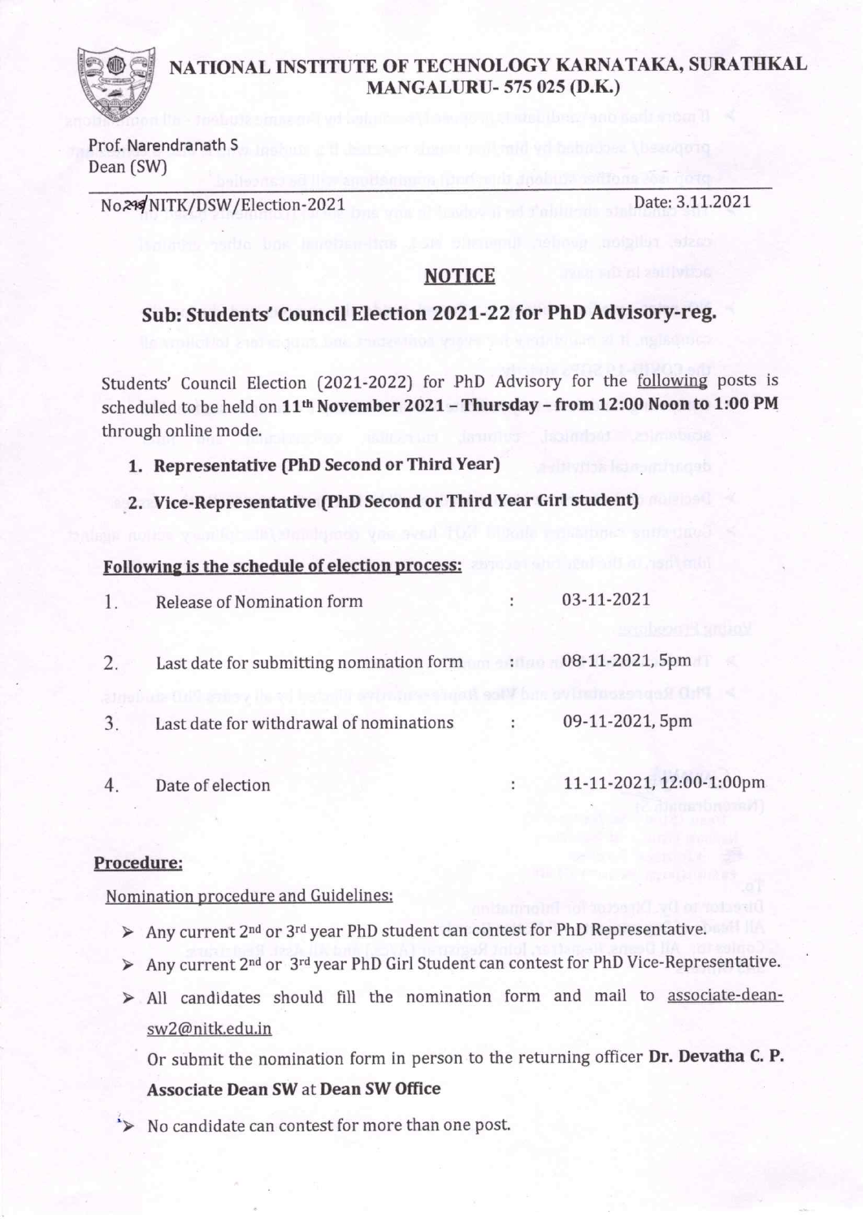# NATIONAL INSTITUTE OF TECHNOLOGY KARNATAKA, SURATHKAL
## MANGALURU- 575 025 (D.K.)

Prof. Narendranath S
Dean (SW)

No.219/NITK/DSW/Election-2021 Date: 3.11.2021

## NOTICE

### Sub: Students' Council Election 2021-22 for PhD Advisory-reg.

Students' Council Election (2021-2022) for PhD Advisory for the following posts is scheduled to be held on **11th November 2021 – Thursday – from 12:00 Noon to 1:00 PM** through online mode.

1. **Representative (PhD Second or Third Year)**
2. **Vice-Representative (PhD Second or Third Year Girl student)**

**Following is the schedule of election process:**

| | | | |
|---|---|---|---|
| 1. | Release of Nomination form | : | 03-11-2021 |
| 2. | Last date for submitting nomination form | : | 08-11-2021, 5pm |
| 3. | Last date for withdrawal of nominations | : | 09-11-2021, 5pm |
| 4. | Date of election | : | 11-11-2021, 12:00-1:00pm |

**Procedure:**

Nomination procedure and Guidelines:

- Any current 2nd or 3rd year PhD student can contest for PhD Representative.
- Any current 2nd or 3rd year PhD Girl Student can contest for PhD Vice-Representative.
- All candidates should fill the nomination form and mail to associate-dean-sw2@nitk.edu.in

  Or submit the nomination form in person to the returning officer **Dr. Devatha C. P. Associate Dean SW** at **Dean SW Office**
- No candidate can contest for more than one post.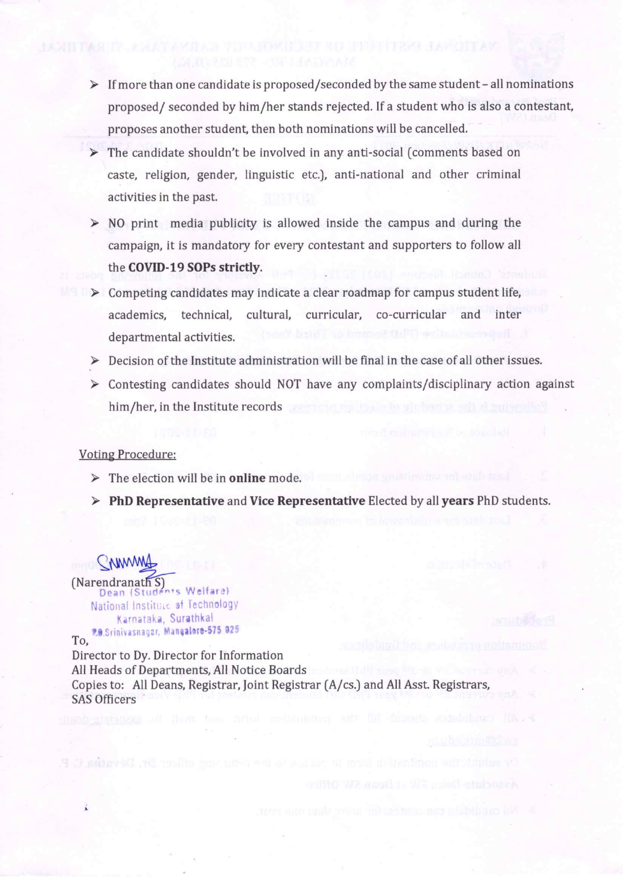- If more than one candidate is proposed/seconded by the same student – all nominations proposed/ seconded by him/her stands rejected. If a student who is also a contestant, proposes another student, then both nominations will be cancelled.
- The candidate shouldn't be involved in any anti-social (comments based on caste, religion, gender, linguistic etc.), anti-national and other criminal activities in the past.
- NO print media publicity is allowed inside the campus and during the campaign, it is mandatory for every contestant and supporters to follow all the **COVID-19 SOPs strictly**.
- Competing candidates may indicate a clear roadmap for campus student life, academics, technical, cultural, curricular, co-curricular and inter departmental activities.
- Decision of the Institute administration will be final in the case of all other issues.
- Contesting candidates should NOT have any complaints/disciplinary action against him/her, in the Institute records

Voting Procedure:

- The election will be in **online** mode.
- **PhD Representative** and **Vice Representative** Elected by all **years** PhD students.

(Narendranath S)
Dean (Students Welfare)
National Institute of Technology
Karnataka, Surathkal
P.O.Srinivasnagar, Mangalore-575 025

To,
Director to Dy. Director for Information
All Heads of Departments, All Notice Boards
Copies to: All Deans, Registrar, Joint Registrar (A/cs.) and All Asst. Registrars, SAS Officers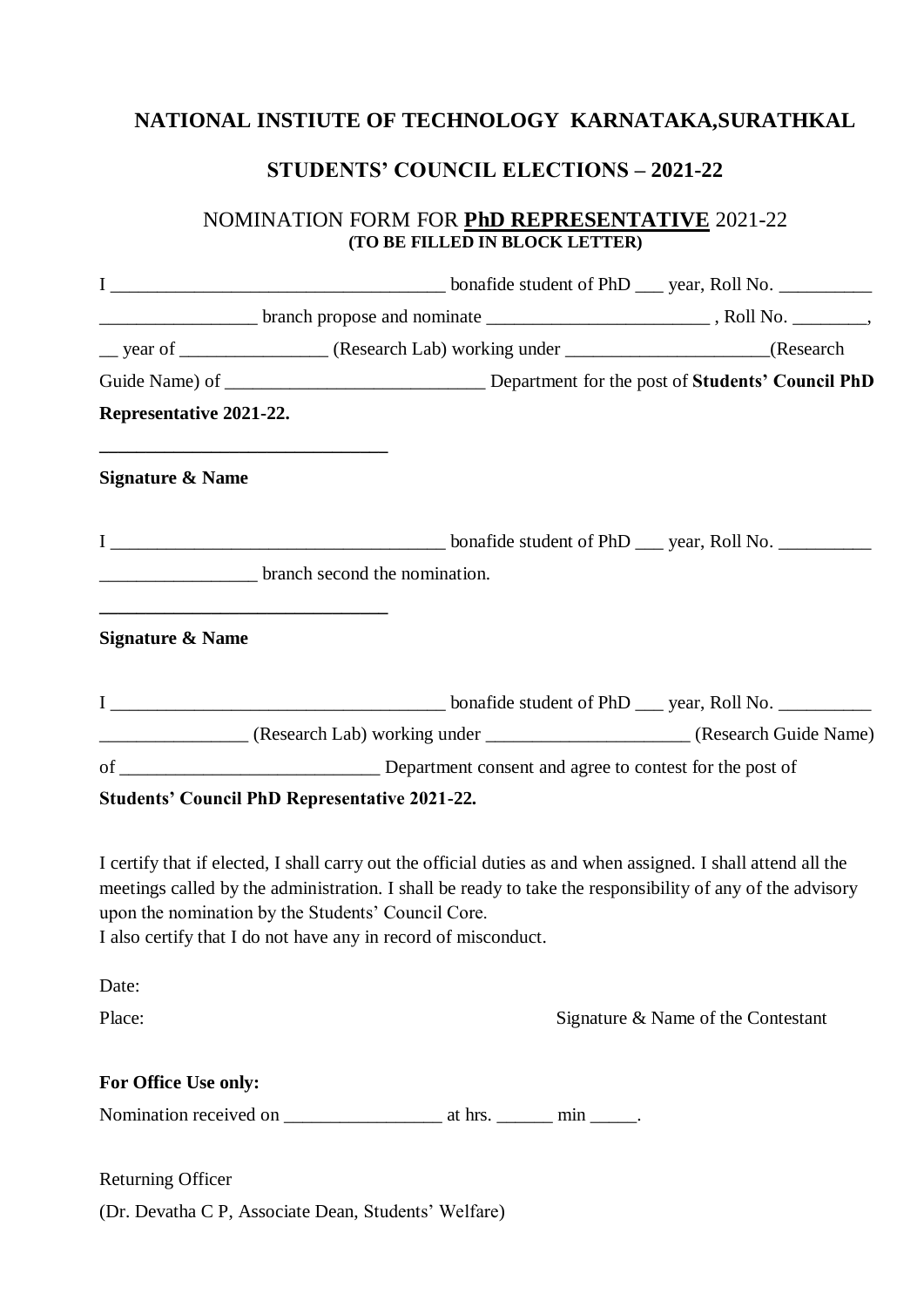## NATIONAL INSTIUTE OF TECHNOLOGY KARNATAKA,SURATHKAL

## STUDENTS' COUNCIL ELECTIONS – 2021-22

NOMINATION FORM FOR **PhD REPRESENTATIVE** 2021-22
**(TO BE FILLED IN BLOCK LETTER)**

I ___________________________________ bonafide student of PhD ___ year, Roll No. __________ ________________ branch propose and nominate ________________________ , Roll No. ________, __ year of ________________ (Research Lab) working under ______________________(Research Guide Name) of ___________________________ Department for the post of **Students' Council PhD Representative 2021-22.**

______________________________

**Signature & Name**

I ___________________________________ bonafide student of PhD ___ year, Roll No. __________ ________________ branch second the nomination.

______________________________

**Signature & Name**

I ___________________________________ bonafide student of PhD ___ year, Roll No. __________ ________________ (Research Lab) working under ______________________ (Research Guide Name) of ___________________________ Department consent and agree to contest for the post of **Students' Council PhD Representative 2021-22.**

I certify that if elected, I shall carry out the official duties as and when assigned. I shall attend all the meetings called by the administration. I shall be ready to take the responsibility of any of the advisory upon the nomination by the Students' Council Core.
I also certify that I do not have any in record of misconduct.

Date:

Place: Signature & Name of the Contestant

**For Office Use only:**

Nomination received on ________________ at hrs. ______ min _____.

Returning Officer

(Dr. Devatha C P, Associate Dean, Students' Welfare)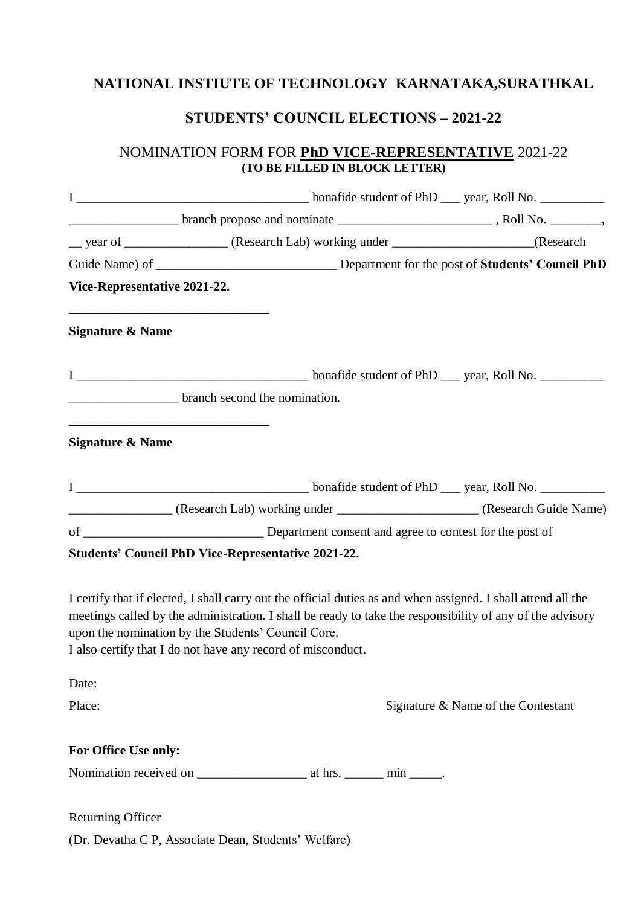# NATIONAL INSTIUTE OF TECHNOLOGY KARNATAKA,SURATHKAL

## STUDENTS' COUNCIL ELECTIONS – 2021-22

NOMINATION FORM FOR **PhD VICE-REPRESENTATIVE** 2021-22
**(TO BE FILLED IN BLOCK LETTER)**

I ___________________________________ bonafide student of PhD ___ year, Roll No. __________ ________________ branch propose and nominate ________________________ , Roll No. ________, __ year of ________________ (Research Lab) working under ______________________(Research Guide Name) of ___________________________ Department for the post of **Students' Council PhD Vice-Representative 2021-22.**

______________________________

**Signature & Name**

I ___________________________________ bonafide student of PhD ___ year, Roll No. __________ ________________ branch second the nomination.

______________________________

**Signature & Name**

I ___________________________________ bonafide student of PhD ___ year, Roll No. __________ ________________ (Research Lab) working under ______________________ (Research Guide Name) of ___________________________ Department consent and agree to contest for the post of **Students' Council PhD Vice-Representative 2021-22.**

I certify that if elected, I shall carry out the official duties as and when assigned. I shall attend all the meetings called by the administration. I shall be ready to take the responsibility of any of the advisory upon the nomination by the Students' Council Core.
I also certify that I do not have any record of misconduct.

Date:

Place: Signature & Name of the Contestant

**For Office Use only:**

Nomination received on ________________ at hrs. ______ min _____.

Returning Officer

(Dr. Devatha C P, Associate Dean, Students' Welfare)